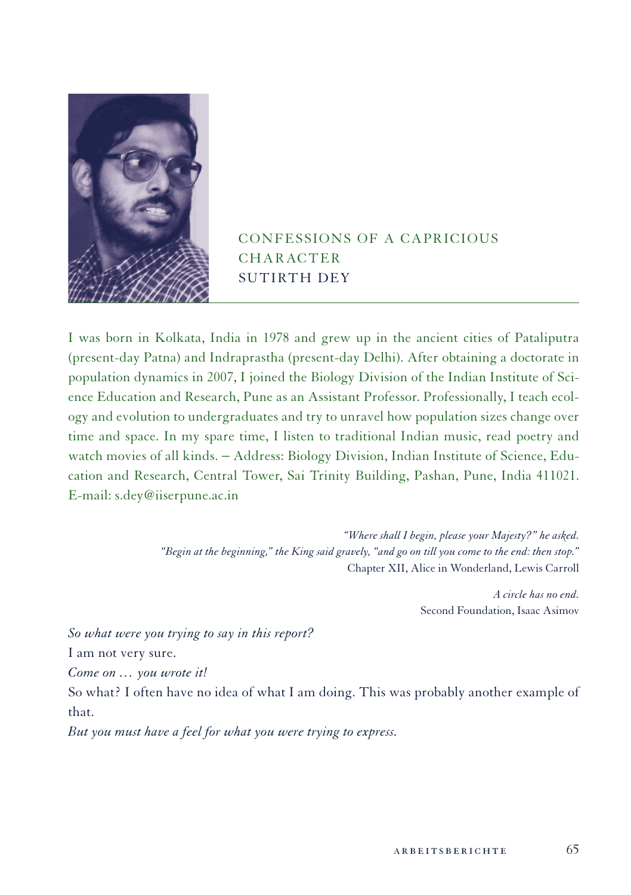# CONFESSIONS OF A CAPRICIOUS CHARACTER

## SUTIRTH DEY

I was born in Kolkata, India in 1978 and grew up in the ancient cities of Pataliputra (present-day Patna) and Indraprastha (present-day Delhi). After obtaining a doctorate in population dynamics in 2007, I joined the Biology Division of the Indian Institute of Science Education and Research, Pune as an Assistant Professor. Professionally, I teach ecology and evolution to undergraduates and try to unravel how population sizes change over time and space. In my spare time, I listen to traditional Indian music, read poetry and watch movies of all kinds. – Address: Biology Division, Indian Institute of Science, Education and Research, Central Tower, Sai Trinity Building, Pashan, Pune, India 411021. E-mail: s.dey@iiserpune.ac.in

> *"Where shall I begin, please your Majesty?" he asked.*
> *"Begin at the beginning," the King said gravely, "and go on till you come to the end: then stop."*
> Chapter XII, Alice in Wonderland, Lewis Carroll

> *A circle has no end.*
> Second Foundation, Isaac Asimov

*So what were you trying to say in this report?*

I am not very sure.

*Come on … you wrote it!*

So what? I often have no idea of what I am doing. This was probably another example of that.

*But you must have a feel for what you were trying to express.*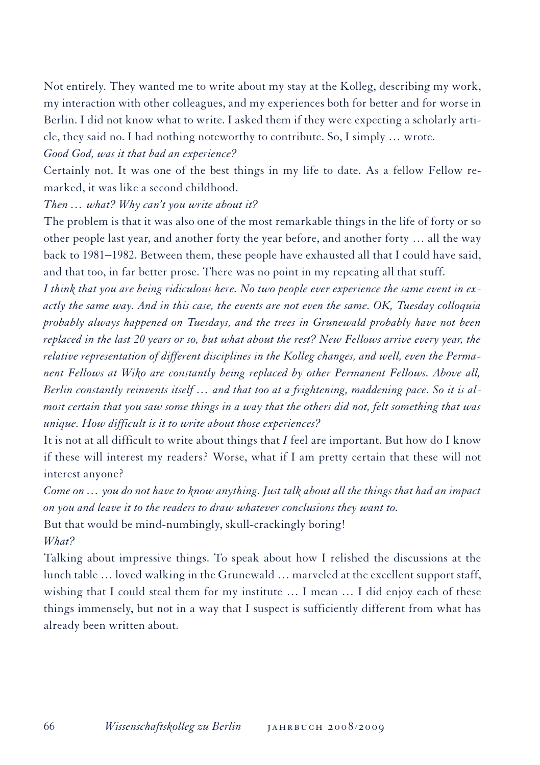Not entirely. They wanted me to write about my stay at the Kolleg, describing my work, my interaction with other colleagues, and my experiences both for better and for worse in Berlin. I did not know what to write. I asked them if they were expecting a scholarly article, they said no. I had nothing noteworthy to contribute. So, I simply … wrote.

*Good God, was it that bad an experience?*

Certainly not. It was one of the best things in my life to date. As a fellow Fellow remarked, it was like a second childhood.

*Then … what? Why can't you write about it?*

The problem is that it was also one of the most remarkable things in the life of forty or so other people last year, and another forty the year before, and another forty … all the way back to 1981–1982. Between them, these people have exhausted all that I could have said, and that too, in far better prose. There was no point in my repeating all that stuff.

*I think that you are being ridiculous here. No two people ever experience the same event in exactly the same way. And in this case, the events are not even the same. OK, Tuesday colloquia probably always happened on Tuesdays, and the trees in Grunewald probably have not been replaced in the last 20 years or so, but what about the rest? New Fellows arrive every year, the relative representation of different disciplines in the Kolleg changes, and well, even the Permanent Fellows at Wiko are constantly being replaced by other Permanent Fellows. Above all, Berlin constantly reinvents itself … and that too at a frightening, maddening pace. So it is almost certain that you saw some things in a way that the others did not, felt something that was unique. How difficult is it to write about those experiences?*

It is not at all difficult to write about things that *I* feel are important. But how do I know if these will interest my readers? Worse, what if I am pretty certain that these will not interest anyone?

*Come on … you do not have to know anything. Just talk about all the things that had an impact on you and leave it to the readers to draw whatever conclusions they want to.*

But that would be mind-numbingly, skull-crackingly boring!

*What?*

Talking about impressive things. To speak about how I relished the discussions at the lunch table … loved walking in the Grunewald … marveled at the excellent support staff, wishing that I could steal them for my institute … I mean … I did enjoy each of these things immensely, but not in a way that I suspect is sufficiently different from what has already been written about.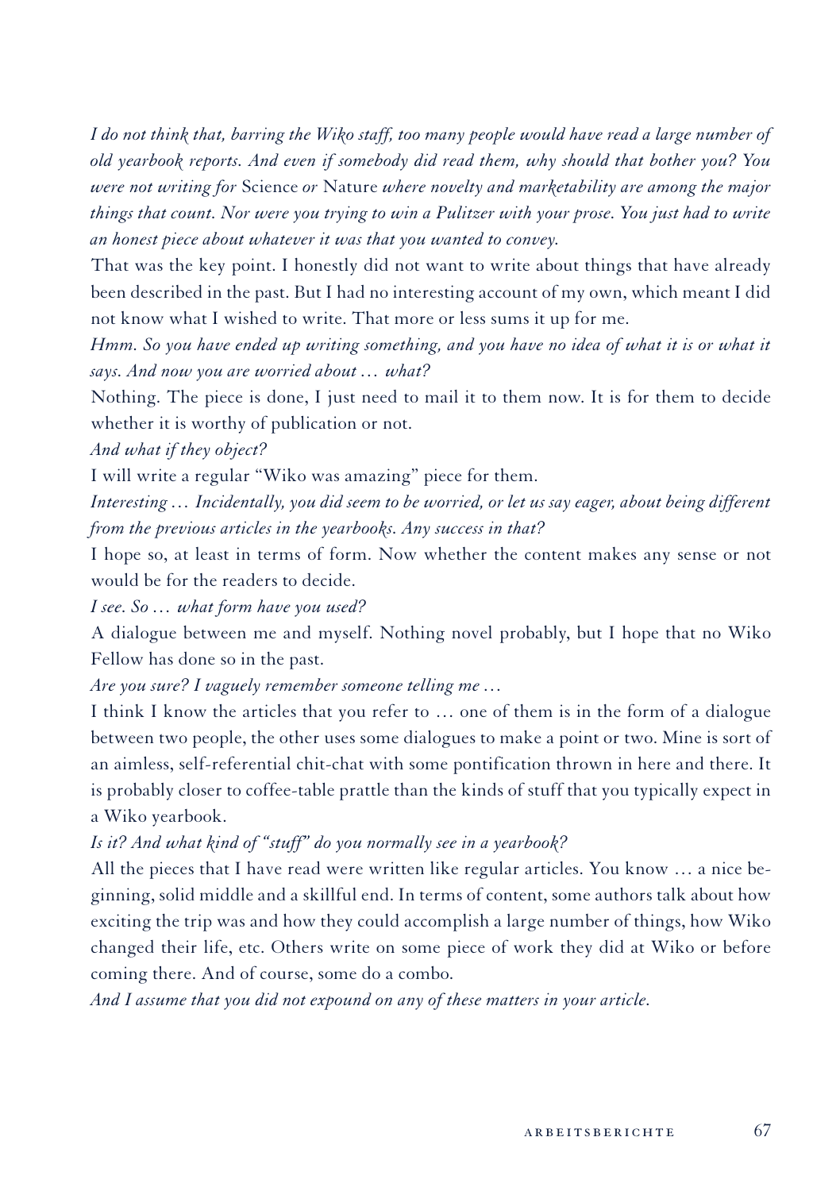*I do not think that, barring the Wiko staff, too many people would have read a large number of old yearbook reports. And even if somebody did read them, why should that bother you? You were not writing for* Science *or* Nature *where novelty and marketability are among the major things that count. Nor were you trying to win a Pulitzer with your prose. You just had to write an honest piece about whatever it was that you wanted to convey.*

That was the key point. I honestly did not want to write about things that have already been described in the past. But I had no interesting account of my own, which meant I did not know what I wished to write. That more or less sums it up for me.

*Hmm. So you have ended up writing something, and you have no idea of what it is or what it says. And now you are worried about … what?*

Nothing. The piece is done, I just need to mail it to them now. It is for them to decide whether it is worthy of publication or not.

*And what if they object?*

I will write a regular "Wiko was amazing" piece for them.

*Interesting … Incidentally, you did seem to be worried, or let us say eager, about being different from the previous articles in the yearbooks. Any success in that?*

I hope so, at least in terms of form. Now whether the content makes any sense or not would be for the readers to decide.

*I see. So … what form have you used?*

A dialogue between me and myself. Nothing novel probably, but I hope that no Wiko Fellow has done so in the past.

*Are you sure? I vaguely remember someone telling me …*

I think I know the articles that you refer to … one of them is in the form of a dialogue between two people, the other uses some dialogues to make a point or two. Mine is sort of an aimless, self-referential chit-chat with some pontification thrown in here and there. It is probably closer to coffee-table prattle than the kinds of stuff that you typically expect in a Wiko yearbook.

*Is it? And what kind of "stuff" do you normally see in a yearbook?*

All the pieces that I have read were written like regular articles. You know … a nice beginning, solid middle and a skillful end. In terms of content, some authors talk about how exciting the trip was and how they could accomplish a large number of things, how Wiko changed their life, etc. Others write on some piece of work they did at Wiko or before coming there. And of course, some do a combo.

*And I assume that you did not expound on any of these matters in your article.*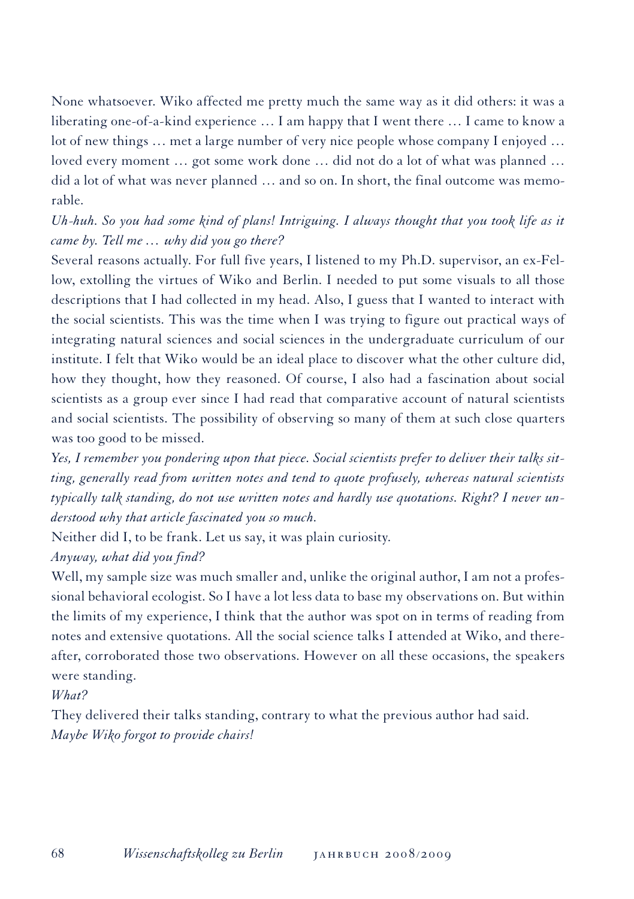None whatsoever. Wiko affected me pretty much the same way as it did others: it was a liberating one-of-a-kind experience … I am happy that I went there … I came to know a lot of new things … met a large number of very nice people whose company I enjoyed … loved every moment … got some work done … did not do a lot of what was planned … did a lot of what was never planned … and so on. In short, the final outcome was memorable.

*Uh-huh. So you had some kind of plans! Intriguing. I always thought that you took life as it came by. Tell me … why did you go there?*

Several reasons actually. For full five years, I listened to my Ph.D. supervisor, an ex-Fellow, extolling the virtues of Wiko and Berlin. I needed to put some visuals to all those descriptions that I had collected in my head. Also, I guess that I wanted to interact with the social scientists. This was the time when I was trying to figure out practical ways of integrating natural sciences and social sciences in the undergraduate curriculum of our institute. I felt that Wiko would be an ideal place to discover what the other culture did, how they thought, how they reasoned. Of course, I also had a fascination about social scientists as a group ever since I had read that comparative account of natural scientists and social scientists. The possibility of observing so many of them at such close quarters was too good to be missed.

*Yes, I remember you pondering upon that piece. Social scientists prefer to deliver their talks sitting, generally read from written notes and tend to quote profusely, whereas natural scientists typically talk standing, do not use written notes and hardly use quotations. Right? I never understood why that article fascinated you so much.*

Neither did I, to be frank. Let us say, it was plain curiosity.

*Anyway, what did you find?*

Well, my sample size was much smaller and, unlike the original author, I am not a professional behavioral ecologist. So I have a lot less data to base my observations on. But within the limits of my experience, I think that the author was spot on in terms of reading from notes and extensive quotations. All the social science talks I attended at Wiko, and thereafter, corroborated those two observations. However on all these occasions, the speakers were standing.

*What?*

They delivered their talks standing, contrary to what the previous author had said.

*Maybe Wiko forgot to provide chairs!*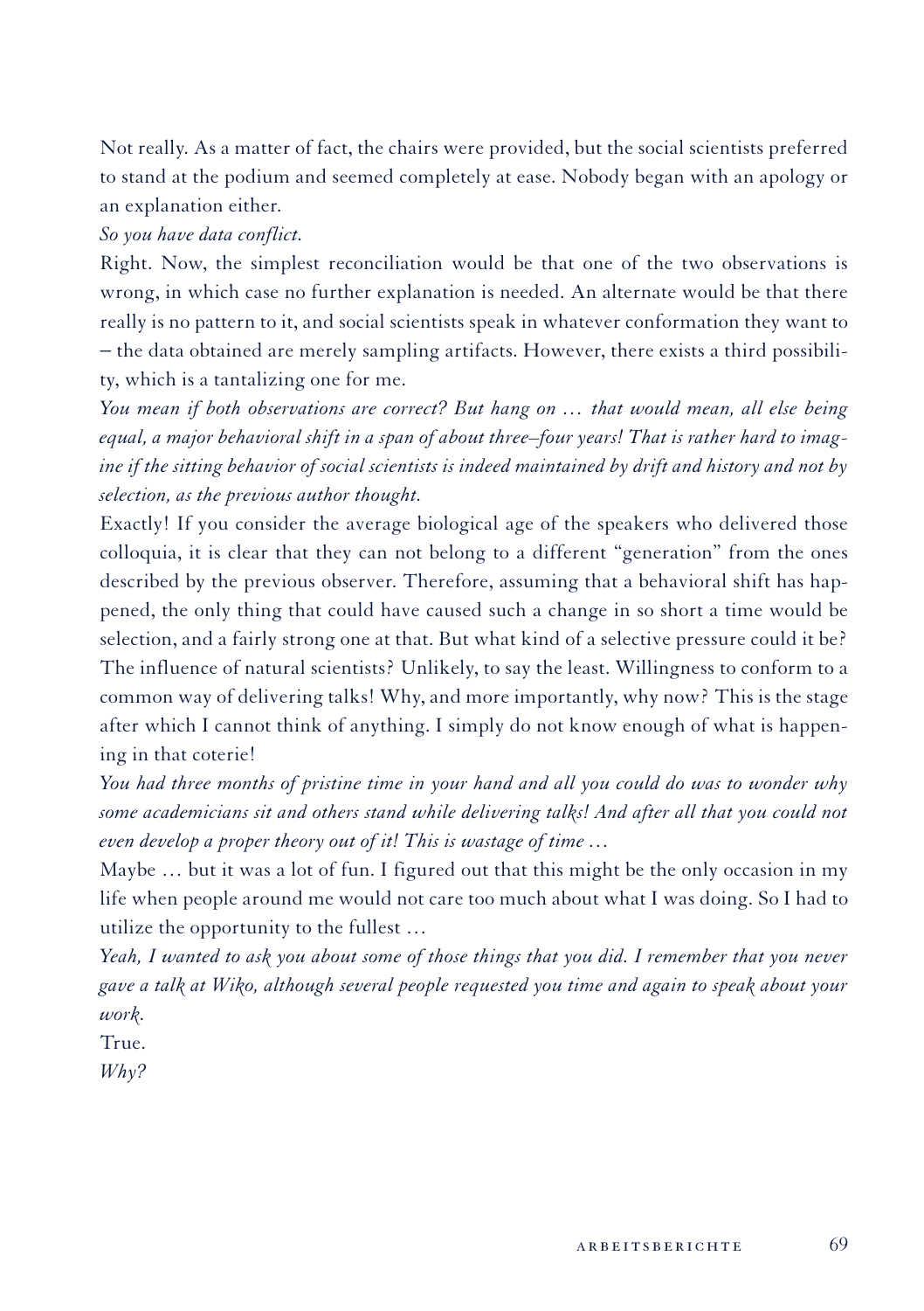Not really. As a matter of fact, the chairs were provided, but the social scientists preferred to stand at the podium and seemed completely at ease. Nobody began with an apology or an explanation either.

*So you have data conflict.*

Right. Now, the simplest reconciliation would be that one of the two observations is wrong, in which case no further explanation is needed. An alternate would be that there really is no pattern to it, and social scientists speak in whatever conformation they want to – the data obtained are merely sampling artifacts. However, there exists a third possibility, which is a tantalizing one for me.

*You mean if both observations are correct? But hang on … that would mean, all else being equal, a major behavioral shift in a span of about three–four years! That is rather hard to imagine if the sitting behavior of social scientists is indeed maintained by drift and history and not by selection, as the previous author thought.*

Exactly! If you consider the average biological age of the speakers who delivered those colloquia, it is clear that they can not belong to a different "generation" from the ones described by the previous observer. Therefore, assuming that a behavioral shift has happened, the only thing that could have caused such a change in so short a time would be selection, and a fairly strong one at that. But what kind of a selective pressure could it be? The influence of natural scientists? Unlikely, to say the least. Willingness to conform to a common way of delivering talks! Why, and more importantly, why now? This is the stage after which I cannot think of anything. I simply do not know enough of what is happening in that coterie!

*You had three months of pristine time in your hand and all you could do was to wonder why some academicians sit and others stand while delivering talks! And after all that you could not even develop a proper theory out of it! This is wastage of time …*

Maybe … but it was a lot of fun. I figured out that this might be the only occasion in my life when people around me would not care too much about what I was doing. So I had to utilize the opportunity to the fullest …

*Yeah, I wanted to ask you about some of those things that you did. I remember that you never gave a talk at Wiko, although several people requested you time and again to speak about your work.*

True.

*Why?*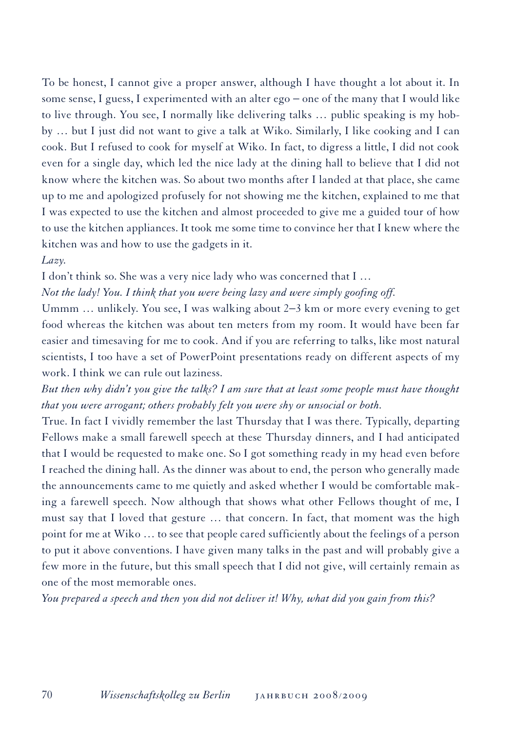To be honest, I cannot give a proper answer, although I have thought a lot about it. In some sense, I guess, I experimented with an alter ego – one of the many that I would like to live through. You see, I normally like delivering talks … public speaking is my hobby … but I just did not want to give a talk at Wiko. Similarly, I like cooking and I can cook. But I refused to cook for myself at Wiko. In fact, to digress a little, I did not cook even for a single day, which led the nice lady at the dining hall to believe that I did not know where the kitchen was. So about two months after I landed at that place, she came up to me and apologized profusely for not showing me the kitchen, explained to me that I was expected to use the kitchen and almost proceeded to give me a guided tour of how to use the kitchen appliances. It took me some time to convince her that I knew where the kitchen was and how to use the gadgets in it.

*Lazy.*

I don't think so. She was a very nice lady who was concerned that I …

*Not the lady! You. I think that you were being lazy and were simply goofing off.*

Ummm … unlikely. You see, I was walking about 2–3 km or more every evening to get food whereas the kitchen was about ten meters from my room. It would have been far easier and timesaving for me to cook. And if you are referring to talks, like most natural scientists, I too have a set of PowerPoint presentations ready on different aspects of my work. I think we can rule out laziness.

*But then why didn't you give the talks? I am sure that at least some people must have thought that you were arrogant; others probably felt you were shy or unsocial or both.*

True. In fact I vividly remember the last Thursday that I was there. Typically, departing Fellows make a small farewell speech at these Thursday dinners, and I had anticipated that I would be requested to make one. So I got something ready in my head even before I reached the dining hall. As the dinner was about to end, the person who generally made the announcements came to me quietly and asked whether I would be comfortable making a farewell speech. Now although that shows what other Fellows thought of me, I must say that I loved that gesture … that concern. In fact, that moment was the high point for me at Wiko … to see that people cared sufficiently about the feelings of a person to put it above conventions. I have given many talks in the past and will probably give a few more in the future, but this small speech that I did not give, will certainly remain as one of the most memorable ones.

*You prepared a speech and then you did not deliver it! Why, what did you gain from this?*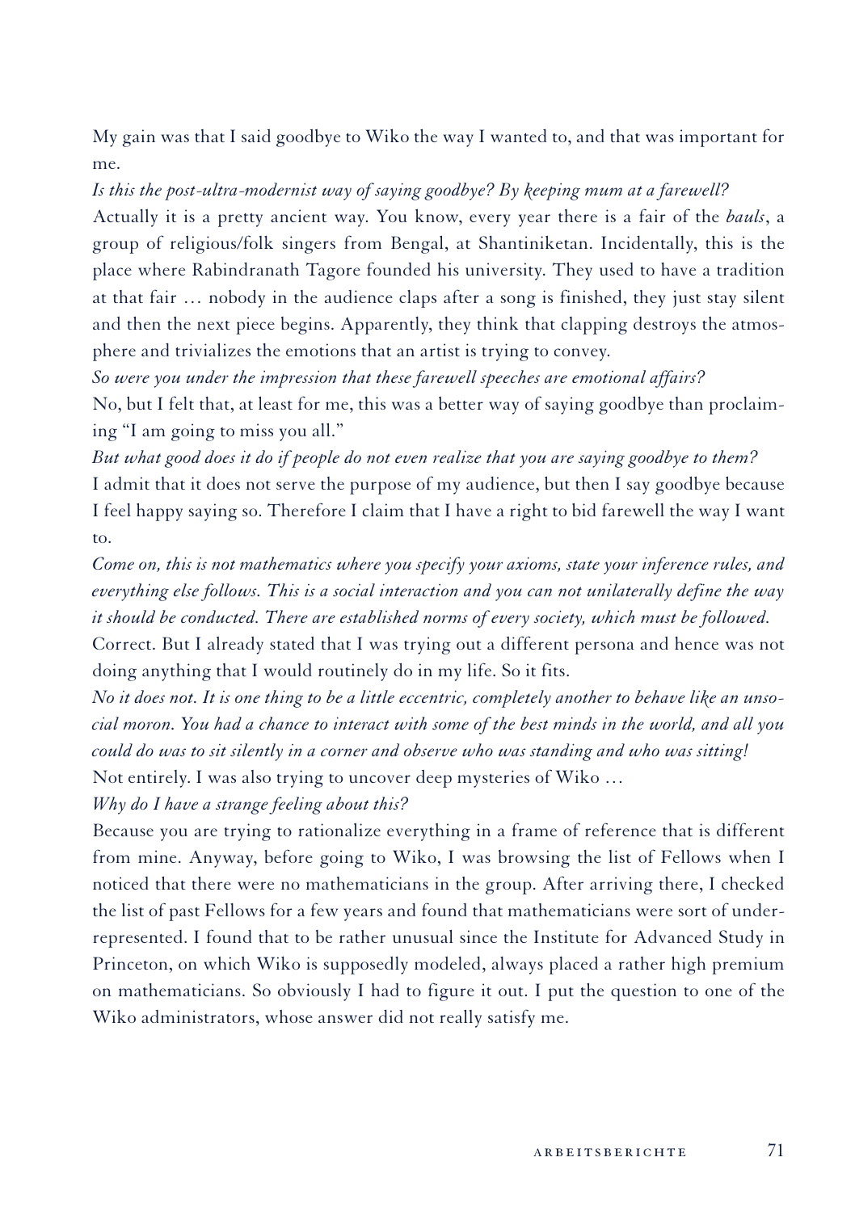My gain was that I said goodbye to Wiko the way I wanted to, and that was important for me.

*Is this the post-ultra-modernist way of saying goodbye? By keeping mum at a farewell?*

Actually it is a pretty ancient way. You know, every year there is a fair of the *bauls*, a group of religious/folk singers from Bengal, at Shantiniketan. Incidentally, this is the place where Rabindranath Tagore founded his university. They used to have a tradition at that fair … nobody in the audience claps after a song is finished, they just stay silent and then the next piece begins. Apparently, they think that clapping destroys the atmosphere and trivializes the emotions that an artist is trying to convey.

*So were you under the impression that these farewell speeches are emotional affairs?*

No, but I felt that, at least for me, this was a better way of saying goodbye than proclaiming "I am going to miss you all."

*But what good does it do if people do not even realize that you are saying goodbye to them?*

I admit that it does not serve the purpose of my audience, but then I say goodbye because I feel happy saying so. Therefore I claim that I have a right to bid farewell the way I want to.

*Come on, this is not mathematics where you specify your axioms, state your inference rules, and everything else follows. This is a social interaction and you can not unilaterally define the way it should be conducted. There are established norms of every society, which must be followed.*

Correct. But I already stated that I was trying out a different persona and hence was not doing anything that I would routinely do in my life. So it fits.

*No it does not. It is one thing to be a little eccentric, completely another to behave like an unsocial moron. You had a chance to interact with some of the best minds in the world, and all you could do was to sit silently in a corner and observe who was standing and who was sitting!*

Not entirely. I was also trying to uncover deep mysteries of Wiko …

*Why do I have a strange feeling about this?*

Because you are trying to rationalize everything in a frame of reference that is different from mine. Anyway, before going to Wiko, I was browsing the list of Fellows when I noticed that there were no mathematicians in the group. After arriving there, I checked the list of past Fellows for a few years and found that mathematicians were sort of underrepresented. I found that to be rather unusual since the Institute for Advanced Study in Princeton, on which Wiko is supposedly modeled, always placed a rather high premium on mathematicians. So obviously I had to figure it out. I put the question to one of the Wiko administrators, whose answer did not really satisfy me.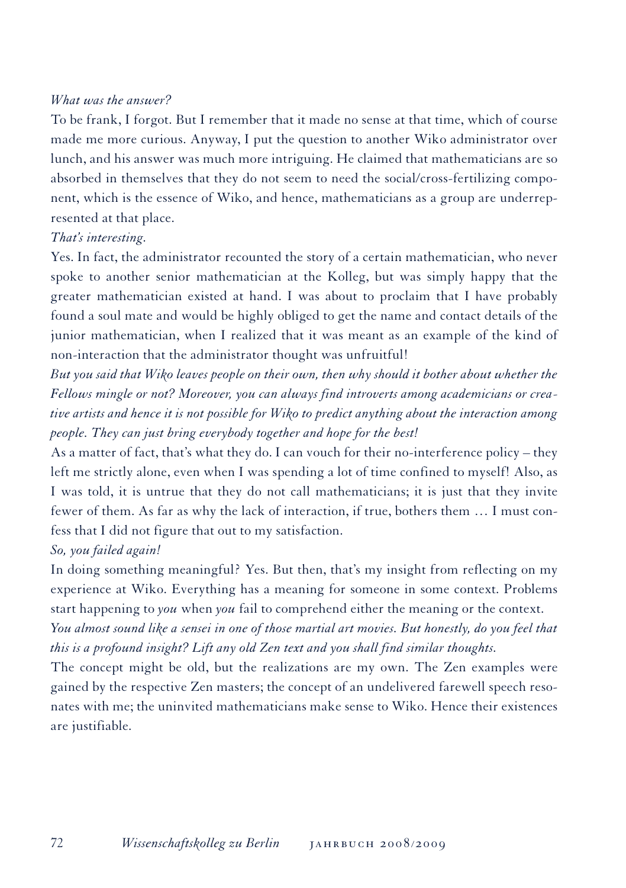*What was the answer?*

To be frank, I forgot. But I remember that it made no sense at that time, which of course made me more curious. Anyway, I put the question to another Wiko administrator over lunch, and his answer was much more intriguing. He claimed that mathematicians are so absorbed in themselves that they do not seem to need the social/cross-fertilizing component, which is the essence of Wiko, and hence, mathematicians as a group are underrepresented at that place.

*That's interesting.*

Yes. In fact, the administrator recounted the story of a certain mathematician, who never spoke to another senior mathematician at the Kolleg, but was simply happy that the greater mathematician existed at hand. I was about to proclaim that I have probably found a soul mate and would be highly obliged to get the name and contact details of the junior mathematician, when I realized that it was meant as an example of the kind of non-interaction that the administrator thought was unfruitful!

*But you said that Wiko leaves people on their own, then why should it bother about whether the Fellows mingle or not? Moreover, you can always find introverts among academicians or creative artists and hence it is not possible for Wiko to predict anything about the interaction among people. They can just bring everybody together and hope for the best!*

As a matter of fact, that's what they do. I can vouch for their no-interference policy – they left me strictly alone, even when I was spending a lot of time confined to myself! Also, as I was told, it is untrue that they do not call mathematicians; it is just that they invite fewer of them. As far as why the lack of interaction, if true, bothers them … I must confess that I did not figure that out to my satisfaction.

*So, you failed again!*

In doing something meaningful? Yes. But then, that's my insight from reflecting on my experience at Wiko. Everything has a meaning for someone in some context. Problems start happening to *you* when *you* fail to comprehend either the meaning or the context.

*You almost sound like a sensei in one of those martial art movies. But honestly, do you feel that this is a profound insight? Lift any old Zen text and you shall find similar thoughts.*

The concept might be old, but the realizations are my own. The Zen examples were gained by the respective Zen masters; the concept of an undelivered farewell speech resonates with me; the uninvited mathematicians make sense to Wiko. Hence their existences are justifiable.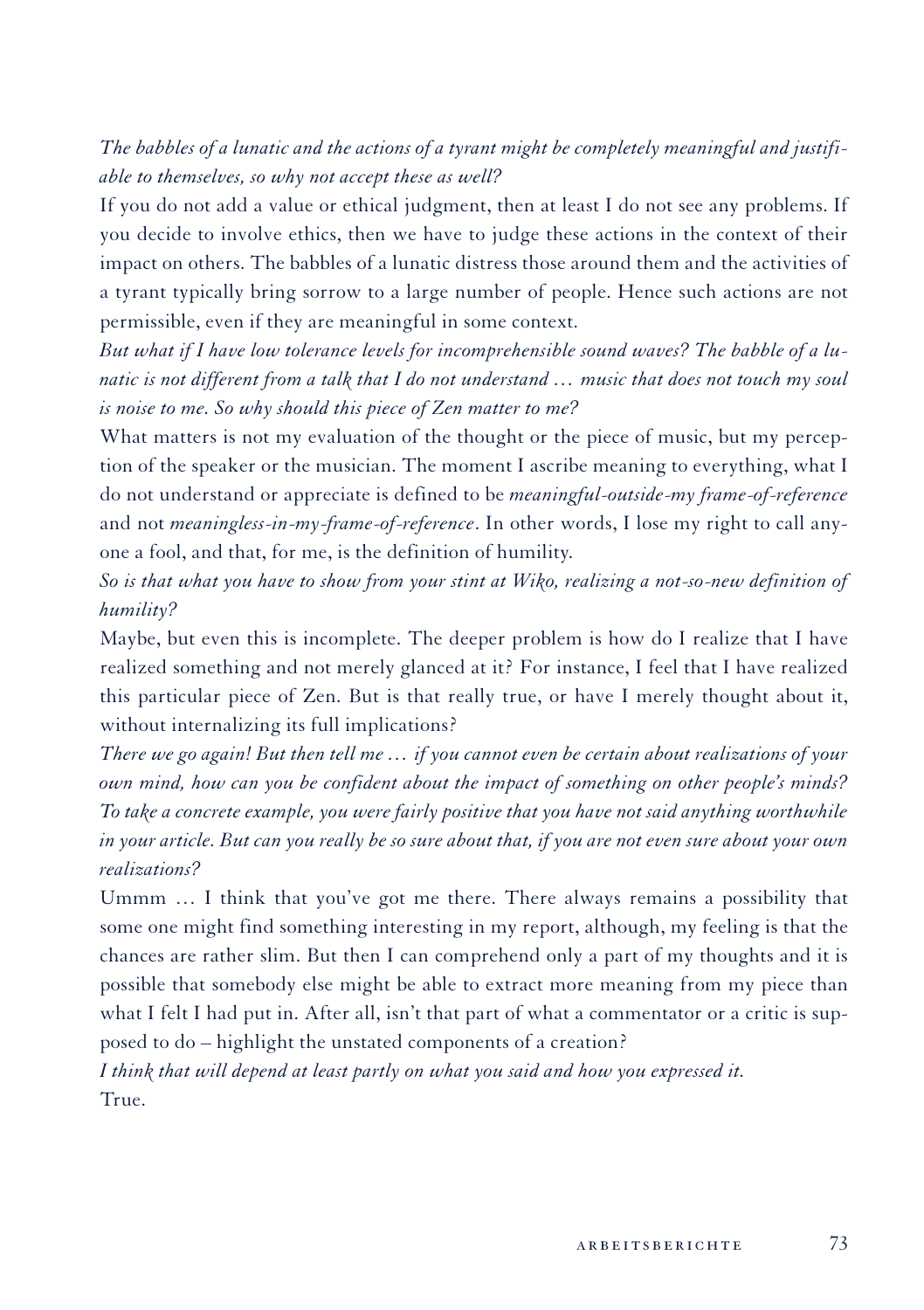*The babbles of a lunatic and the actions of a tyrant might be completely meaningful and justifiable to themselves, so why not accept these as well?*

If you do not add a value or ethical judgment, then at least I do not see any problems. If you decide to involve ethics, then we have to judge these actions in the context of their impact on others. The babbles of a lunatic distress those around them and the activities of a tyrant typically bring sorrow to a large number of people. Hence such actions are not permissible, even if they are meaningful in some context.

*But what if I have low tolerance levels for incomprehensible sound waves? The babble of a lunatic is not different from a talk that I do not understand … music that does not touch my soul is noise to me. So why should this piece of Zen matter to me?*

What matters is not my evaluation of the thought or the piece of music, but my perception of the speaker or the musician. The moment I ascribe meaning to everything, what I do not understand or appreciate is defined to be *meaningful-outside-my frame-of-reference* and not *meaningless-in-my-frame-of-reference*. In other words, I lose my right to call anyone a fool, and that, for me, is the definition of humility.

*So is that what you have to show from your stint at Wiko, realizing a not-so-new definition of humility?*

Maybe, but even this is incomplete. The deeper problem is how do I realize that I have realized something and not merely glanced at it? For instance, I feel that I have realized this particular piece of Zen. But is that really true, or have I merely thought about it, without internalizing its full implications?

*There we go again! But then tell me … if you cannot even be certain about realizations of your own mind, how can you be confident about the impact of something on other people's minds? To take a concrete example, you were fairly positive that you have not said anything worthwhile in your article. But can you really be so sure about that, if you are not even sure about your own realizations?*

Ummm … I think that you've got me there. There always remains a possibility that some one might find something interesting in my report, although, my feeling is that the chances are rather slim. But then I can comprehend only a part of my thoughts and it is possible that somebody else might be able to extract more meaning from my piece than what I felt I had put in. After all, isn't that part of what a commentator or a critic is supposed to do – highlight the unstated components of a creation?

*I think that will depend at least partly on what you said and how you expressed it.*

True.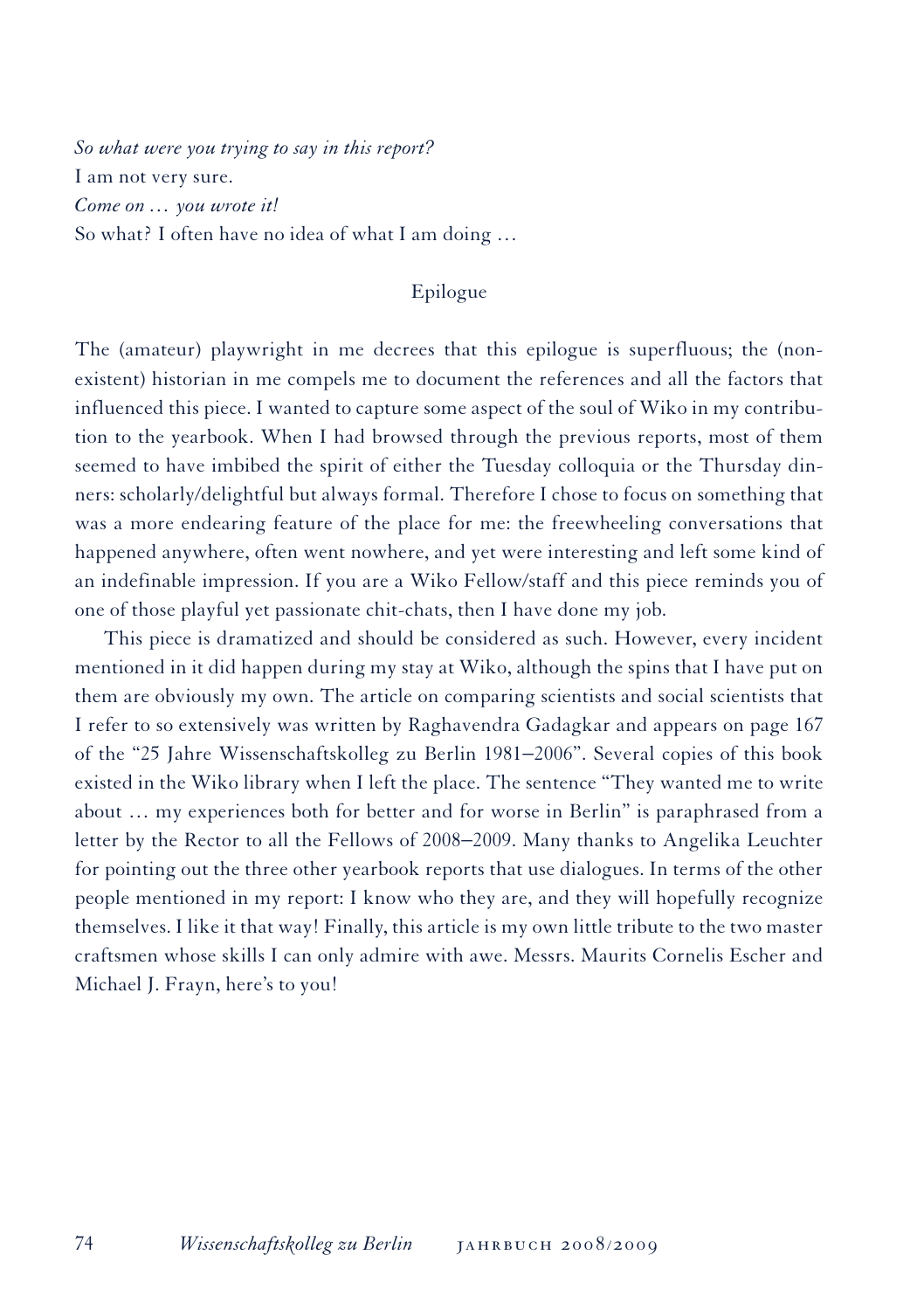*So what were you trying to say in this report?*
I am not very sure.
*Come on … you wrote it!*
So what? I often have no idea of what I am doing …

## Epilogue

The (amateur) playwright in me decrees that this epilogue is superfluous; the (non-existent) historian in me compels me to document the references and all the factors that influenced this piece. I wanted to capture some aspect of the soul of Wiko in my contribution to the yearbook. When I had browsed through the previous reports, most of them seemed to have imbibed the spirit of either the Tuesday colloquia or the Thursday dinners: scholarly/delightful but always formal. Therefore I chose to focus on something that was a more endearing feature of the place for me: the freewheeling conversations that happened anywhere, often went nowhere, and yet were interesting and left some kind of an indefinable impression. If you are a Wiko Fellow/staff and this piece reminds you of one of those playful yet passionate chit-chats, then I have done my job.

This piece is dramatized and should be considered as such. However, every incident mentioned in it did happen during my stay at Wiko, although the spins that I have put on them are obviously my own. The article on comparing scientists and social scientists that I refer to so extensively was written by Raghavendra Gadagkar and appears on page 167 of the "25 Jahre Wissenschaftskolleg zu Berlin 1981–2006". Several copies of this book existed in the Wiko library when I left the place. The sentence "They wanted me to write about … my experiences both for better and for worse in Berlin" is paraphrased from a letter by the Rector to all the Fellows of 2008–2009. Many thanks to Angelika Leuchter for pointing out the three other yearbook reports that use dialogues. In terms of the other people mentioned in my report: I know who they are, and they will hopefully recognize themselves. I like it that way! Finally, this article is my own little tribute to the two master craftsmen whose skills I can only admire with awe. Messrs. Maurits Cornelis Escher and Michael J. Frayn, here's to you!